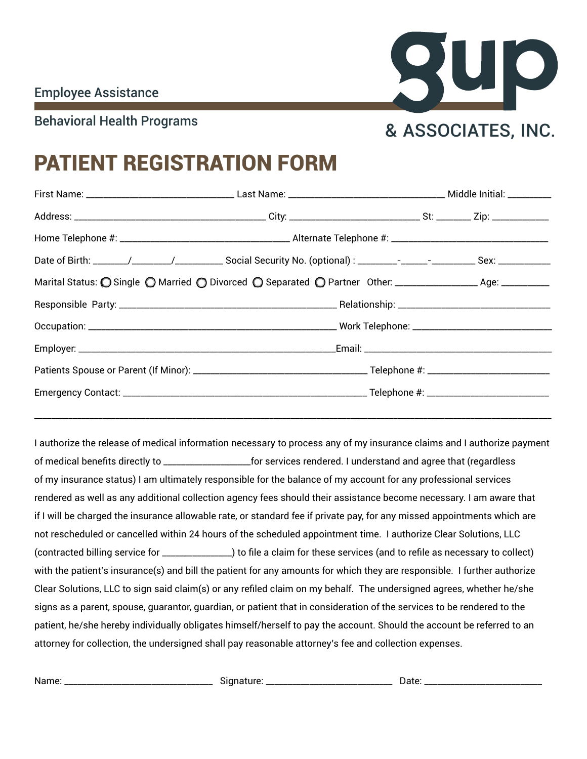Employee Assistance

Behavioral Health Programs

gup & ASSOCIATES, INC.

# PATIENT REGISTRATION FORM

First Name: ______________________________ Last Name: ________________________________ Middle Initial: _________

Address: ________________________________________ City: ___________________________ St: _______ Zip: ____________

Home Telephone #: ___________________________________ Alternate Telephone #: _________________________________

Date of Birth: _______/________/__________ Social Security No. (optional) : ________-______-_________ Sex: ___________

Marital Status: ◯ Single ◯ Married ◯ Divorced ◯ Separated ◯ Partner Other: _________________ Age: __________

Responsible Party: _____________________________________________ Relationship: _______________________________

Occupation: ___________________________________________________ Work Telephone: _____________________________

Employer: _____________________________________________________Email: _______________________________________

Patients Spouse or Parent (If Minor): ___________________________________ Telephone #: _________________________

Emergency Contact: ___________________________________________________ Telephone #: _________________________

---

I authorize the release of medical information necessary to process any of my insurance claims and I authorize payment of medical benefits directly to __________________for services rendered. I understand and agree that (regardless of my insurance status) I am ultimately responsible for the balance of my account for any professional services rendered as well as any additional collection agency fees should their assistance become necessary. I am aware that if I will be charged the insurance allowable rate, or standard fee if private pay, for any missed appointments which are not rescheduled or cancelled within 24 hours of the scheduled appointment time. I authorize Clear Solutions, LLC (contracted billing service for _______________) to file a claim for these services (and to refile as necessary to collect) with the patient's insurance(s) and bill the patient for any amounts for which they are responsible. I further authorize Clear Solutions, LLC to sign said claim(s) or any refiled claim on my behalf. The undersigned agrees, whether he/she signs as a parent, spouse, guarantor, guardian, or patient that in consideration of the services to be rendered to the patient, he/she hereby individually obligates himself/herself to pay the account. Should the account be referred to an attorney for collection, the undersigned shall pay reasonable attorney's fee and collection expenses.

Name: ______________________________ Signature: __________________________ Date: ________________________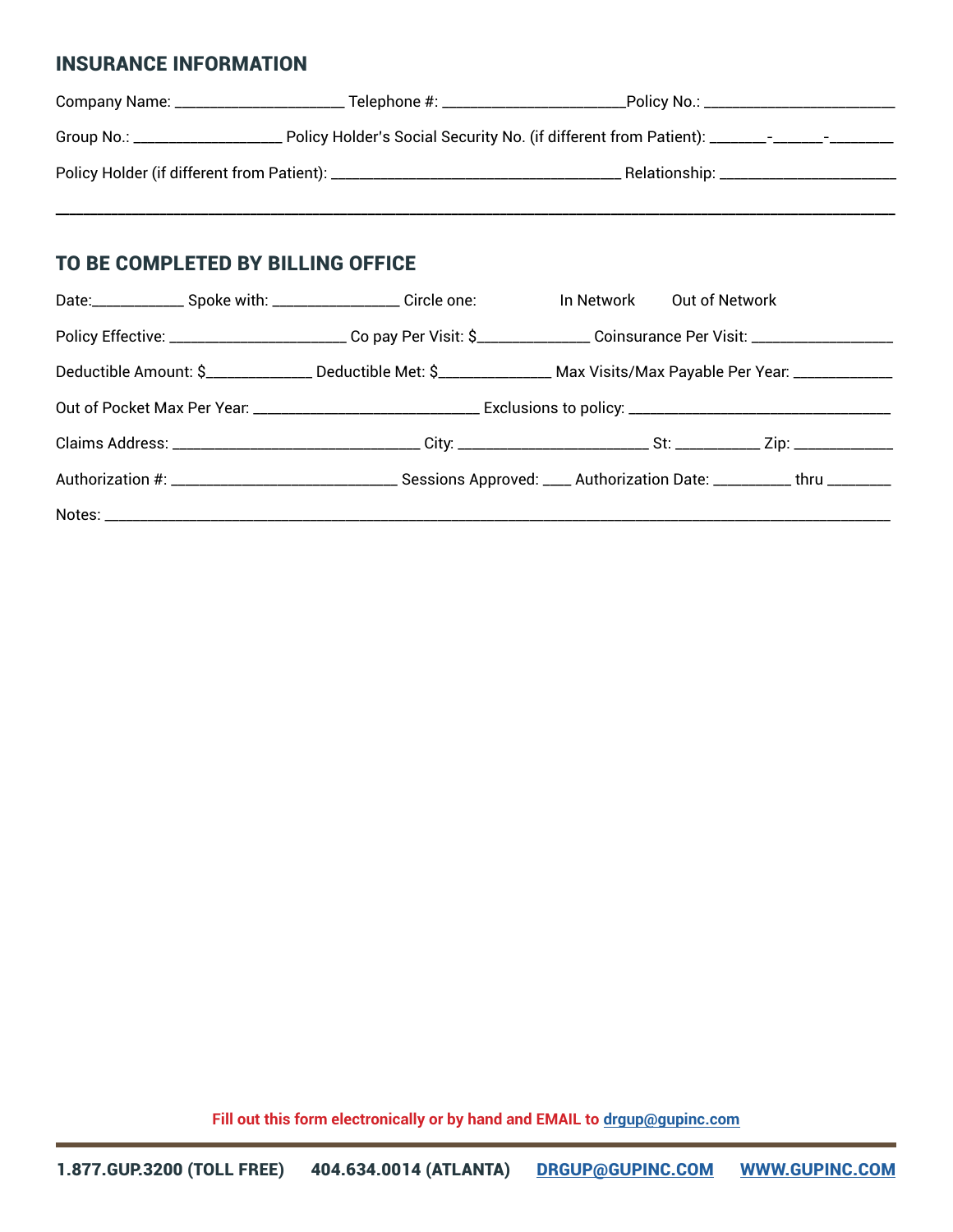## INSURANCE INFORMATION

Company Name: ____________________ Telephone #: ______________________Policy No.: _______________________

Group No.: __________________ Policy Holder's Social Security No. (if different from Patient): _______-______-________

Policy Holder (if different from Patient): __________________________________ Relationship: _____________________

---

## TO BE COMPLETED BY BILLING OFFICE

Date:___________ Spoke with: _______________ Circle one: In Network Out of Network

Policy Effective: _____________________ Co pay Per Visit: $_____________ Coinsurance Per Visit: _________________

Deductible Amount: $_____________ Deductible Met: $______________ Max Visits/Max Payable Per Year: ____________

Out of Pocket Max Per Year: ___________________________ Exclusions to policy: _______________________________

Claims Address: _____________________________ City: ______________________ St: __________ Zip: ____________

Authorization #: ___________________________ Sessions Approved: ____ Authorization Date: _________ thru ________

Notes: _____________________________________________________________________________________________

**Fill out this form electronically or by hand and EMAIL to drgup@gupinc.com**

**1.877.GUP.3200 (TOLL FREE) 404.634.0014 (ATLANTA) DRGUP@GUPINC.COM WWW.GUPINC.COM**